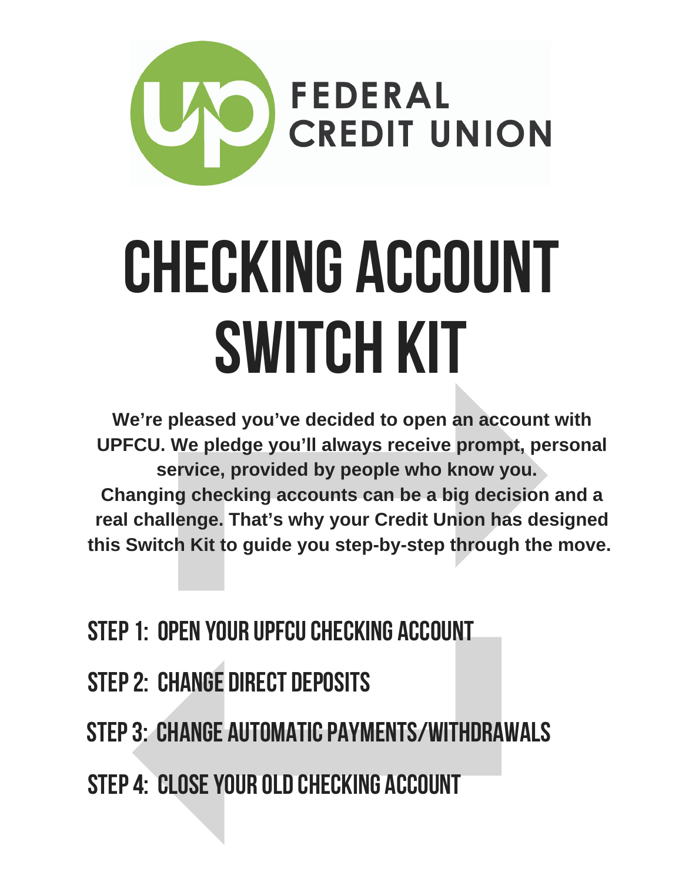UP FEDERAL CREDIT UNION

# CHECKING ACCOUNT SWITCH KIT

**We're pleased you've decided to open an account with UPFCU. We pledge you'll always receive prompt, personal service, provided by people who know you. Changing checking accounts can be a big decision and a real challenge. That's why your Credit Union has designed this Switch Kit to guide you step-by-step through the move.**

## STEP 1: OPEN YOUR UPFCU CHECKING ACCOUNT

## STEP 2: CHANGE DIRECT DEPOSITS

## STEP 3: CHANGE AUTOMATIC PAYMENTS/WITHDRAWALS

## STEP 4: CLOSE YOUR OLD CHECKING ACCOUNT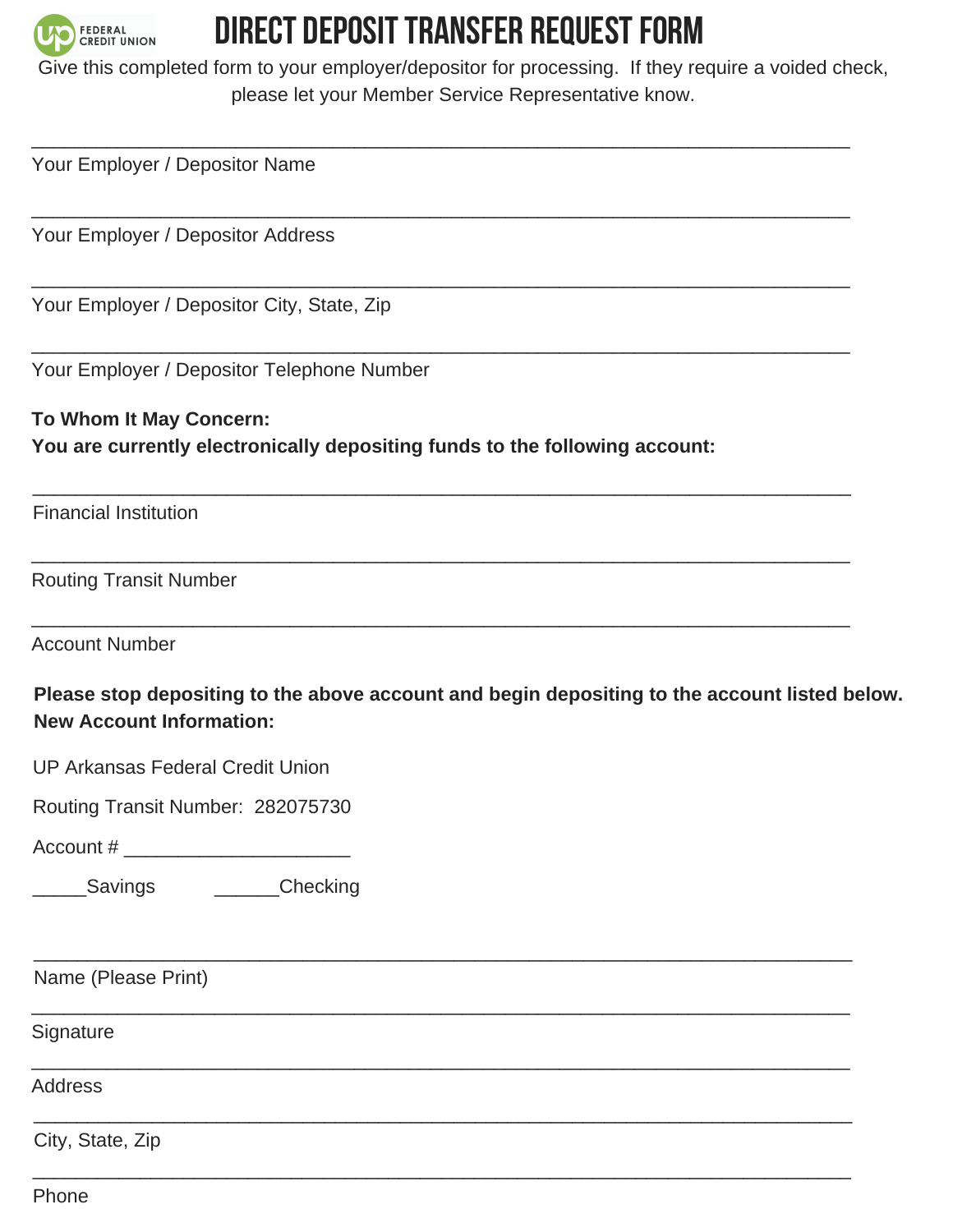UP FEDERAL CREDIT UNION

# DIRECT DEPOSIT TRANSFER REQUEST FORM

Give this completed form to your employer/depositor for processing. If they require a voided check, please let your Member Service Representative know.

______________________________________________________________________________

Your Employer / Depositor Name

______________________________________________________________________________

Your Employer / Depositor Address

______________________________________________________________________________

Your Employer / Depositor City, State, Zip

______________________________________________________________________________

Your Employer / Depositor Telephone Number

**To Whom It May Concern:**
**You are currently electronically depositing funds to the following account:**

______________________________________________________________________________

Financial Institution

______________________________________________________________________________

Routing Transit Number

______________________________________________________________________________

Account Number

**Please stop depositing to the above account and begin depositing to the account listed below.**
**New Account Information:**

UP Arkansas Federal Credit Union

Routing Transit Number: 282075730

Account # _____________________

_____Savings ______Checking

______________________________________________________________________________

Name (Please Print)

______________________________________________________________________________

Signature

______________________________________________________________________________

Address

______________________________________________________________________________

City, State, Zip

______________________________________________________________________________

Phone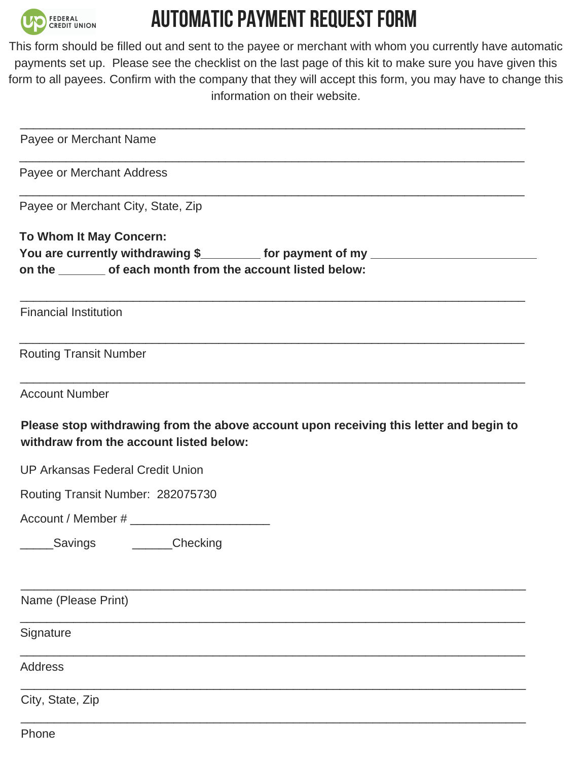# AUTOMATIC PAYMENT REQUEST FORM

This form should be filled out and sent to the payee or merchant with whom you currently have automatic payments set up. Please see the checklist on the last page of this kit to make sure you have given this form to all payees. Confirm with the company that they will accept this form, you may have to change this information on their website.

\_\_\_\_\_\_\_\_\_\_\_\_\_\_\_\_\_\_\_\_\_\_\_\_\_\_\_\_\_\_\_\_\_\_\_\_\_\_\_\_\_\_\_\_\_\_\_\_\_\_\_\_\_\_\_\_\_\_\_\_\_\_\_\_\_\_\_\_\_\_\_\_

Payee or Merchant Name

\_\_\_\_\_\_\_\_\_\_\_\_\_\_\_\_\_\_\_\_\_\_\_\_\_\_\_\_\_\_\_\_\_\_\_\_\_\_\_\_\_\_\_\_\_\_\_\_\_\_\_\_\_\_\_\_\_\_\_\_\_\_\_\_\_\_\_\_\_\_\_\_

Payee or Merchant Address

\_\_\_\_\_\_\_\_\_\_\_\_\_\_\_\_\_\_\_\_\_\_\_\_\_\_\_\_\_\_\_\_\_\_\_\_\_\_\_\_\_\_\_\_\_\_\_\_\_\_\_\_\_\_\_\_\_\_\_\_\_\_\_\_\_\_\_\_\_\_\_\_

Payee or Merchant City, State, Zip

**To Whom It May Concern:**
**You are currently withdrawing $\_\_\_\_\_\_\_\_\_ for payment of my \_\_\_\_\_\_\_\_\_\_\_\_\_\_\_\_\_\_\_\_\_\_\_\_\_ on the \_\_\_\_\_\_\_ of each month from the account listed below:**

\_\_\_\_\_\_\_\_\_\_\_\_\_\_\_\_\_\_\_\_\_\_\_\_\_\_\_\_\_\_\_\_\_\_\_\_\_\_\_\_\_\_\_\_\_\_\_\_\_\_\_\_\_\_\_\_\_\_\_\_\_\_\_\_\_\_\_\_\_\_\_\_

Financial Institution

\_\_\_\_\_\_\_\_\_\_\_\_\_\_\_\_\_\_\_\_\_\_\_\_\_\_\_\_\_\_\_\_\_\_\_\_\_\_\_\_\_\_\_\_\_\_\_\_\_\_\_\_\_\_\_\_\_\_\_\_\_\_\_\_\_\_\_\_\_\_\_\_

Routing Transit Number

\_\_\_\_\_\_\_\_\_\_\_\_\_\_\_\_\_\_\_\_\_\_\_\_\_\_\_\_\_\_\_\_\_\_\_\_\_\_\_\_\_\_\_\_\_\_\_\_\_\_\_\_\_\_\_\_\_\_\_\_\_\_\_\_\_\_\_\_\_\_\_\_

Account Number

**Please stop withdrawing from the above account upon receiving this letter and begin to withdraw from the account listed below:**

UP Arkansas Federal Credit Union

Routing Transit Number: 282075730

Account / Member # \_\_\_\_\_\_\_\_\_\_\_\_\_\_\_\_\_\_\_\_\_

\_\_\_\_\_Savings \_\_\_\_\_\_Checking

\_\_\_\_\_\_\_\_\_\_\_\_\_\_\_\_\_\_\_\_\_\_\_\_\_\_\_\_\_\_\_\_\_\_\_\_\_\_\_\_\_\_\_\_\_\_\_\_\_\_\_\_\_\_\_\_\_\_\_\_\_\_\_\_\_\_\_\_\_\_\_\_

Name (Please Print)

\_\_\_\_\_\_\_\_\_\_\_\_\_\_\_\_\_\_\_\_\_\_\_\_\_\_\_\_\_\_\_\_\_\_\_\_\_\_\_\_\_\_\_\_\_\_\_\_\_\_\_\_\_\_\_\_\_\_\_\_\_\_\_\_\_\_\_\_\_\_\_\_

Signature

\_\_\_\_\_\_\_\_\_\_\_\_\_\_\_\_\_\_\_\_\_\_\_\_\_\_\_\_\_\_\_\_\_\_\_\_\_\_\_\_\_\_\_\_\_\_\_\_\_\_\_\_\_\_\_\_\_\_\_\_\_\_\_\_\_\_\_\_\_\_\_\_

Address

\_\_\_\_\_\_\_\_\_\_\_\_\_\_\_\_\_\_\_\_\_\_\_\_\_\_\_\_\_\_\_\_\_\_\_\_\_\_\_\_\_\_\_\_\_\_\_\_\_\_\_\_\_\_\_\_\_\_\_\_\_\_\_\_\_\_\_\_\_\_\_\_

City, State, Zip

\_\_\_\_\_\_\_\_\_\_\_\_\_\_\_\_\_\_\_\_\_\_\_\_\_\_\_\_\_\_\_\_\_\_\_\_\_\_\_\_\_\_\_\_\_\_\_\_\_\_\_\_\_\_\_\_\_\_\_\_\_\_\_\_\_\_\_\_\_\_\_\_

Phone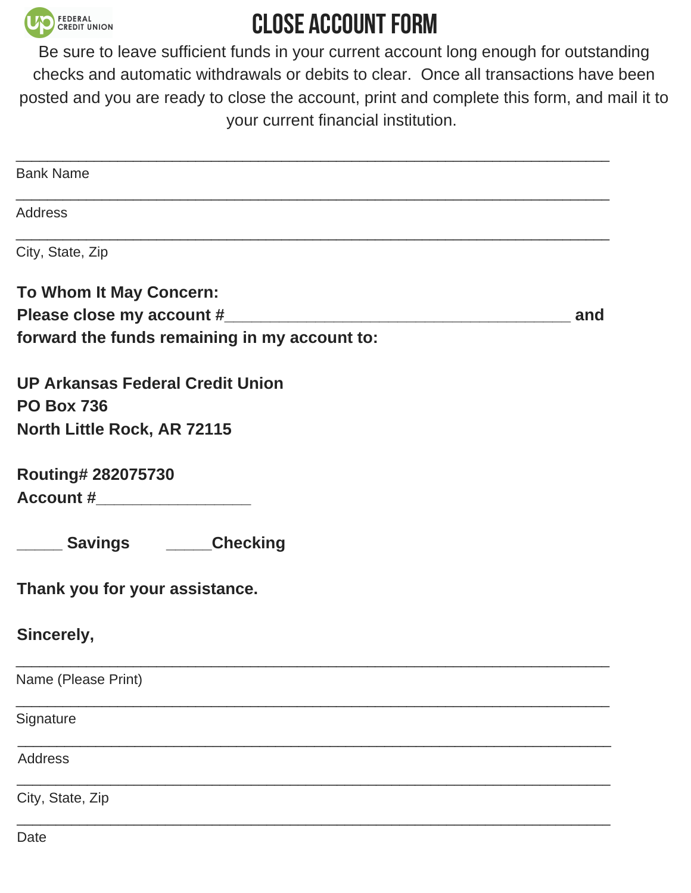# CLOSE ACCOUNT FORM

Be sure to leave sufficient funds in your current account long enough for outstanding checks and automatic withdrawals or debits to clear. Once all transactions have been posted and you are ready to close the account, print and complete this form, and mail it to your current financial institution.

_______________________________________________________________________
Bank Name

_______________________________________________________________________
Address

_______________________________________________________________________
City, State, Zip

**To Whom It May Concern:**
**Please close my account #_________________________________________ and forward the funds remaining in my account to:**

**UP Arkansas Federal Credit Union**
**PO Box 736**
**North Little Rock, AR 72115**

**Routing# 282075730**
**Account #_________________**

**_____ Savings** **_____Checking**

**Thank you for your assistance.**

**Sincerely,**

_______________________________________________________________________
Name (Please Print)

_______________________________________________________________________
Signature

_______________________________________________________________________
Address

_______________________________________________________________________
City, State, Zip

_______________________________________________________________________
Date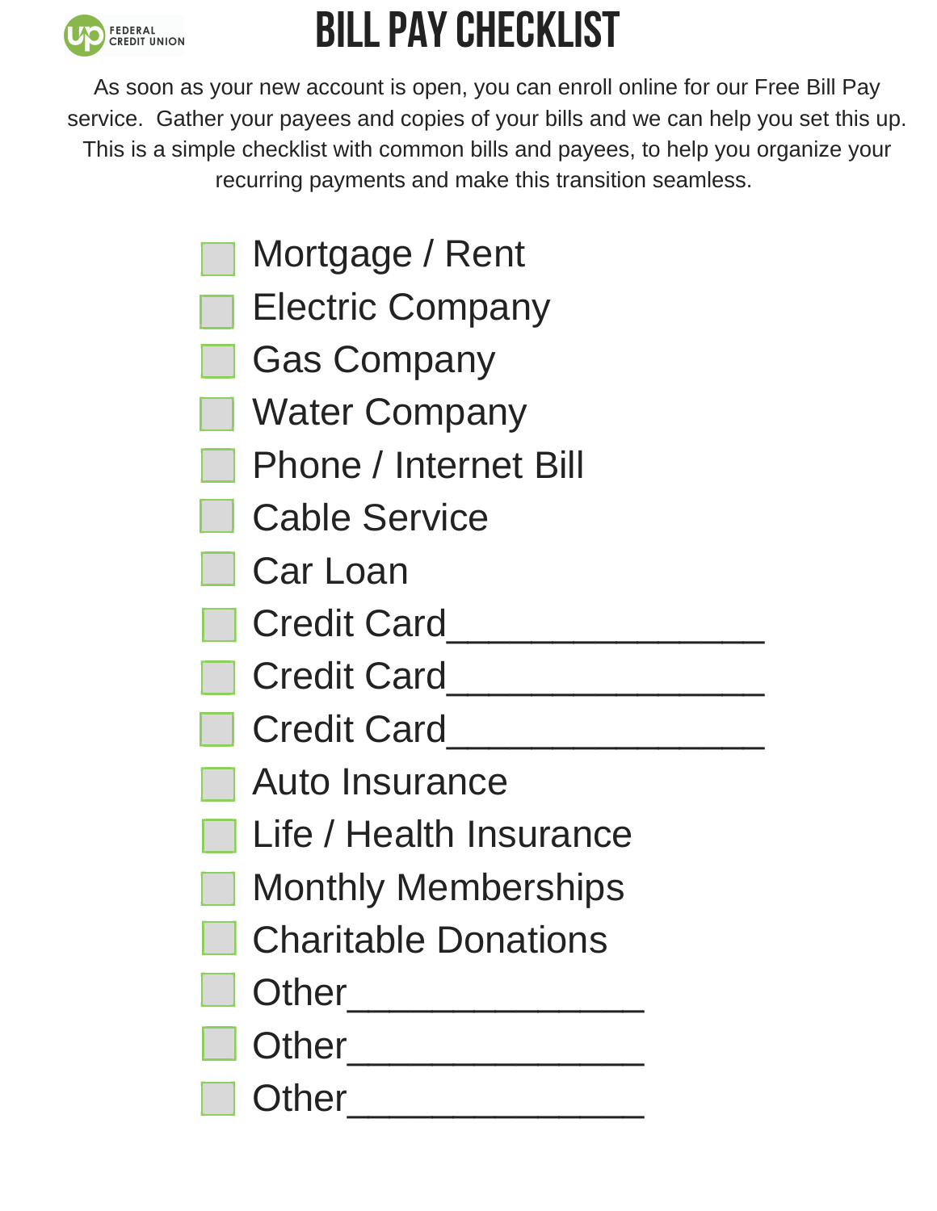# BILL PAY CHECKLIST

As soon as your new account is open, you can enroll online for our Free Bill Pay service. Gather your payees and copies of your bills and we can help you set this up. This is a simple checklist with common bills and payees, to help you organize your recurring payments and make this transition seamless.

- [ ] Mortgage / Rent
- [ ] Electric Company
- [ ] Gas Company
- [ ] Water Company
- [ ] Phone / Internet Bill
- [ ] Cable Service
- [ ] Car Loan
- [ ] Credit Card_______________
- [ ] Credit Card_______________
- [ ] Credit Card_______________
- [ ] Auto Insurance
- [ ] Life / Health Insurance
- [ ] Monthly Memberships
- [ ] Charitable Donations
- [ ] Other______________
- [ ] Other______________
- [ ] Other______________